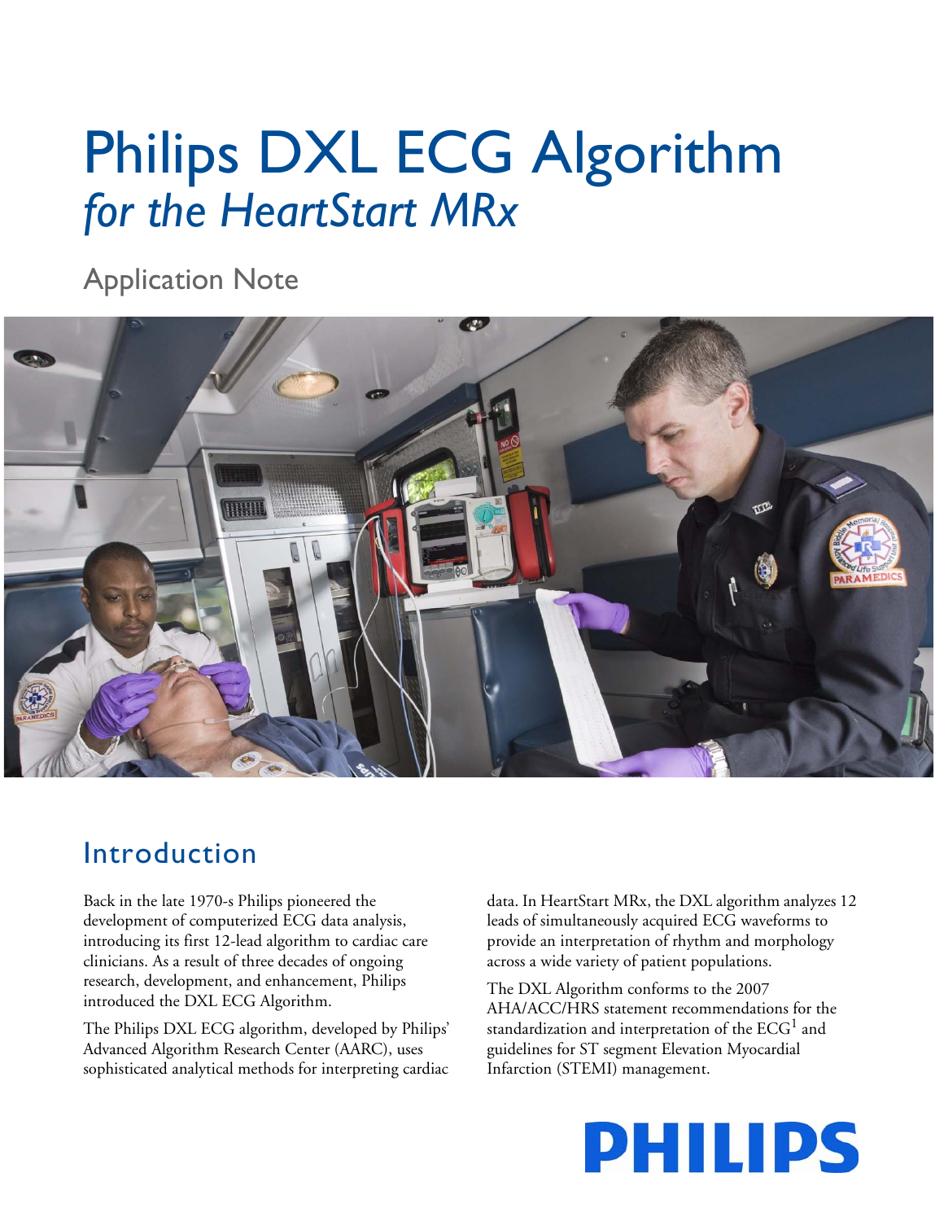# Philips DXL ECG Algorithm *for the HeartStart MRx*

Application Note

## Introduction

Back in the late 1970-s Philips pioneered the development of computerized ECG data analysis, introducing its first 12-lead algorithm to cardiac care clinicians. As a result of three decades of ongoing research, development, and enhancement, Philips introduced the DXL ECG Algorithm.

The Philips DXL ECG algorithm, developed by Philips' Advanced Algorithm Research Center (AARC), uses sophisticated analytical methods for interpreting cardiac data. In HeartStart MRx, the DXL algorithm analyzes 12 leads of simultaneously acquired ECG waveforms to provide an interpretation of rhythm and morphology across a wide variety of patient populations.

The DXL Algorithm conforms to the 2007 AHA/ACC/HRS statement recommendations for the standardization and interpretation of the ECG[1] and guidelines for ST segment Elevation Myocardial Infarction (STEMI) management.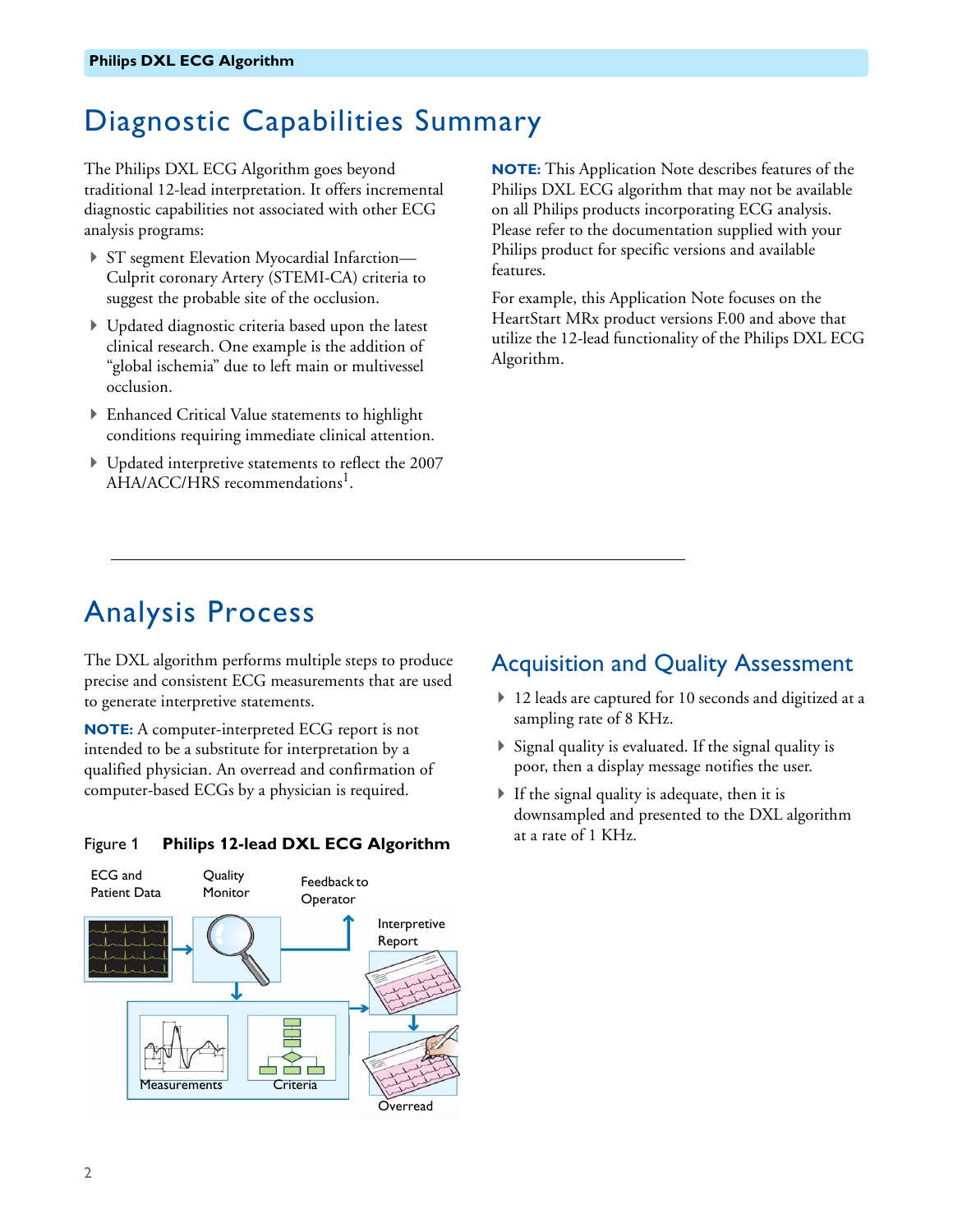# Diagnostic Capabilities Summary

The Philips DXL ECG Algorithm goes beyond traditional 12-lead interpretation. It offers incremental diagnostic capabilities not associated with other ECG analysis programs:

- ST segment Elevation Myocardial Infarction—Culprit coronary Artery (STEMI-CA) criteria to suggest the probable site of the occlusion.
- Updated diagnostic criteria based upon the latest clinical research. One example is the addition of "global ischemia" due to left main or multivessel occlusion.
- Enhanced Critical Value statements to highlight conditions requiring immediate clinical attention.
- Updated interpretive statements to reflect the 2007 AHA/ACC/HRS recommendations[1].

**NOTE:** This Application Note describes features of the Philips DXL ECG algorithm that may not be available on all Philips products incorporating ECG analysis. Please refer to the documentation supplied with your Philips product for specific versions and available features.

For example, this Application Note focuses on the HeartStart MRx product versions F.00 and above that utilize the 12-lead functionality of the Philips DXL ECG Algorithm.

# Analysis Process

The DXL algorithm performs multiple steps to produce precise and consistent ECG measurements that are used to generate interpretive statements.

**NOTE:** A computer-interpreted ECG report is not intended to be a substitute for interpretation by a qualified physician. An overread and confirmation of computer-based ECGs by a physician is required.

Figure 1 **Philips 12-lead DXL ECG Algorithm**

ECG and Patient Data · Quality Monitor · Feedback to Operator · Interpretive Report · Measurements · Criteria · Overread

## Acquisition and Quality Assessment

- 12 leads are captured for 10 seconds and digitized at a sampling rate of 8 KHz.
- Signal quality is evaluated. If the signal quality is poor, then a display message notifies the user.
- If the signal quality is adequate, then it is downsampled and presented to the DXL algorithm at a rate of 1 KHz.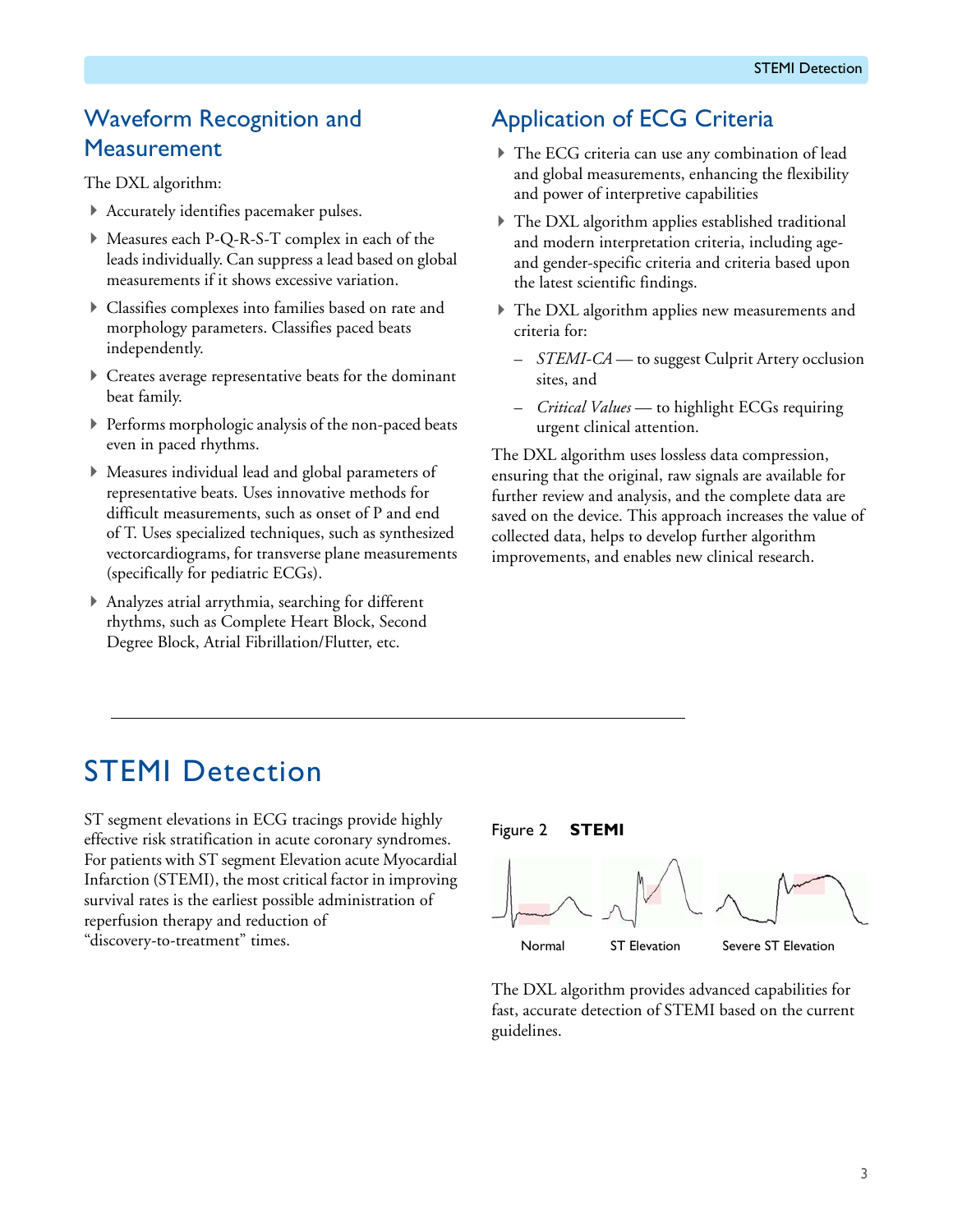## Waveform Recognition and Measurement

The DXL algorithm:

- Accurately identifies pacemaker pulses.
- Measures each P-Q-R-S-T complex in each of the leads individually. Can suppress a lead based on global measurements if it shows excessive variation.
- Classifies complexes into families based on rate and morphology parameters. Classifies paced beats independently.
- Creates average representative beats for the dominant beat family.
- Performs morphologic analysis of the non-paced beats even in paced rhythms.
- Measures individual lead and global parameters of representative beats. Uses innovative methods for difficult measurements, such as onset of P and end of T. Uses specialized techniques, such as synthesized vectorcardiograms, for transverse plane measurements (specifically for pediatric ECGs).
- Analyzes atrial arrythmia, searching for different rhythms, such as Complete Heart Block, Second Degree Block, Atrial Fibrillation/Flutter, etc.

## Application of ECG Criteria

- The ECG criteria can use any combination of lead and global measurements, enhancing the flexibility and power of interpretive capabilities
- The DXL algorithm applies established traditional and modern interpretation criteria, including age- and gender-specific criteria and criteria based upon the latest scientific findings.
- The DXL algorithm applies new measurements and criteria for:
  - *STEMI-CA* — to suggest Culprit Artery occlusion sites, and
  - *Critical Values* — to highlight ECGs requiring urgent clinical attention.

The DXL algorithm uses lossless data compression, ensuring that the original, raw signals are available for further review and analysis, and the complete data are saved on the device. This approach increases the value of collected data, helps to develop further algorithm improvements, and enables new clinical research.

# STEMI Detection

ST segment elevations in ECG tracings provide highly effective risk stratification in acute coronary syndromes. For patients with ST segment Elevation acute Myocardial Infarction (STEMI), the most critical factor in improving survival rates is the earliest possible administration of reperfusion therapy and reduction of "discovery-to-treatment" times.

Figure 2 **STEMI**

Normal ST Elevation Severe ST Elevation

The DXL algorithm provides advanced capabilities for fast, accurate detection of STEMI based on the current guidelines.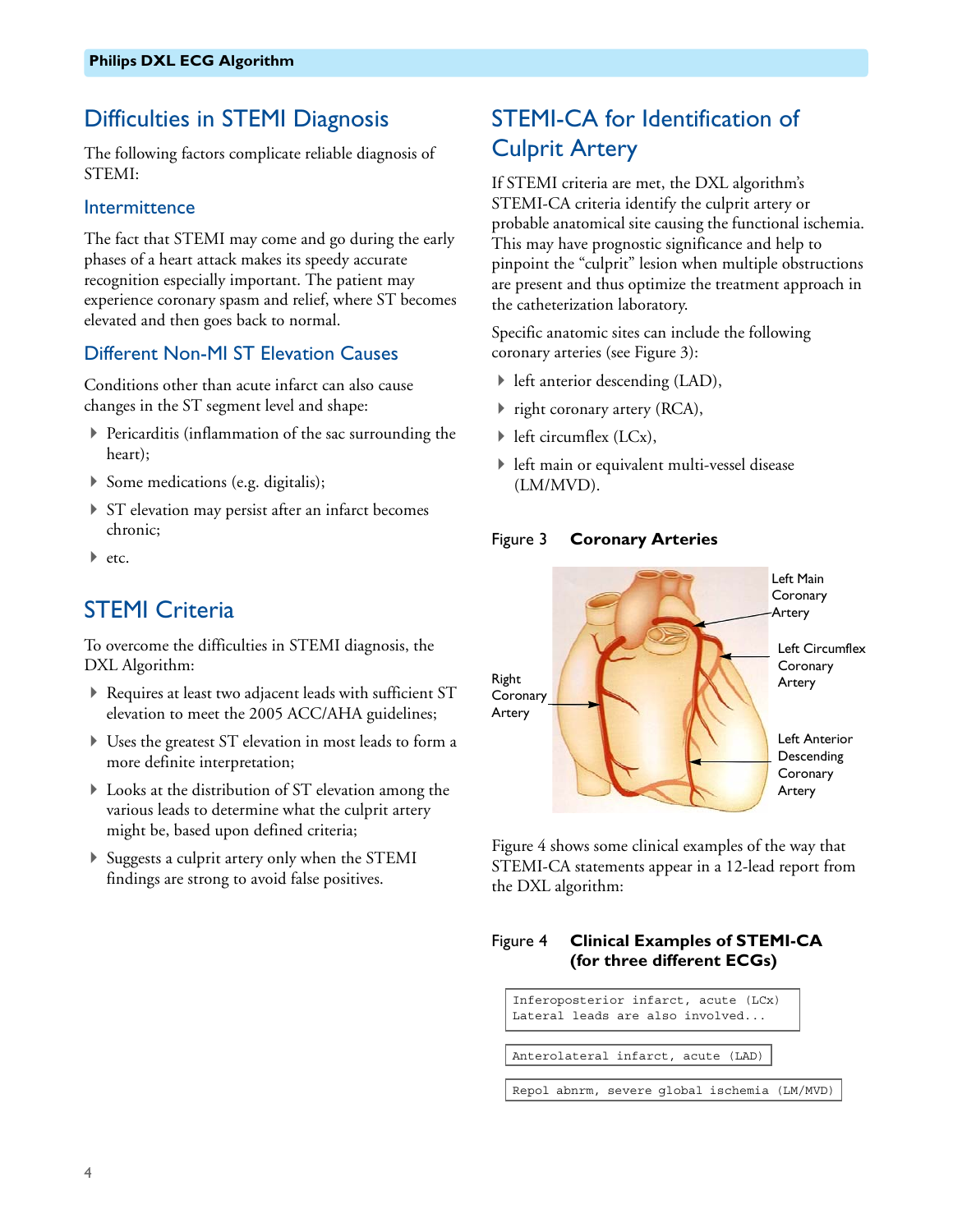## Difficulties in STEMI Diagnosis

The following factors complicate reliable diagnosis of STEMI:

### Intermittence

The fact that STEMI may come and go during the early phases of a heart attack makes its speedy accurate recognition especially important. The patient may experience coronary spasm and relief, where ST becomes elevated and then goes back to normal.

### Different Non-MI ST Elevation Causes

Conditions other than acute infarct can also cause changes in the ST segment level and shape:

- Pericarditis (inflammation of the sac surrounding the heart);
- Some medications (e.g. digitalis);
- ST elevation may persist after an infarct becomes chronic;
- etc.

## STEMI Criteria

To overcome the difficulties in STEMI diagnosis, the DXL Algorithm:

- Requires at least two adjacent leads with sufficient ST elevation to meet the 2005 ACC/AHA guidelines;
- Uses the greatest ST elevation in most leads to form a more definite interpretation;
- Looks at the distribution of ST elevation among the various leads to determine what the culprit artery might be, based upon defined criteria;
- Suggests a culprit artery only when the STEMI findings are strong to avoid false positives.

## STEMI-CA for Identification of Culprit Artery

If STEMI criteria are met, the DXL algorithm's STEMI-CA criteria identify the culprit artery or probable anatomical site causing the functional ischemia. This may have prognostic significance and help to pinpoint the "culprit" lesion when multiple obstructions are present and thus optimize the treatment approach in the catheterization laboratory.

Specific anatomic sites can include the following coronary arteries (see Figure 3):

- left anterior descending (LAD),
- right coronary artery (RCA),
- left circumflex (LCx),
- left main or equivalent multi-vessel disease (LM/MVD).

Figure 3 **Coronary Arteries**

Left Main Coronary Artery

Left Circumflex Coronary Artery

Right Coronary Artery

Left Anterior Descending Coronary Artery

Figure 4 shows some clinical examples of the way that STEMI-CA statements appear in a 12-lead report from the DXL algorithm:

Figure 4 **Clinical Examples of STEMI-CA (for three different ECGs)**

```
Inferoposterior infarct, acute (LCx)
Lateral leads are also involved...
```

```
Anterolateral infarct, acute (LAD)
```

```
Repol abnrm, severe global ischemia (LM/MVD)
```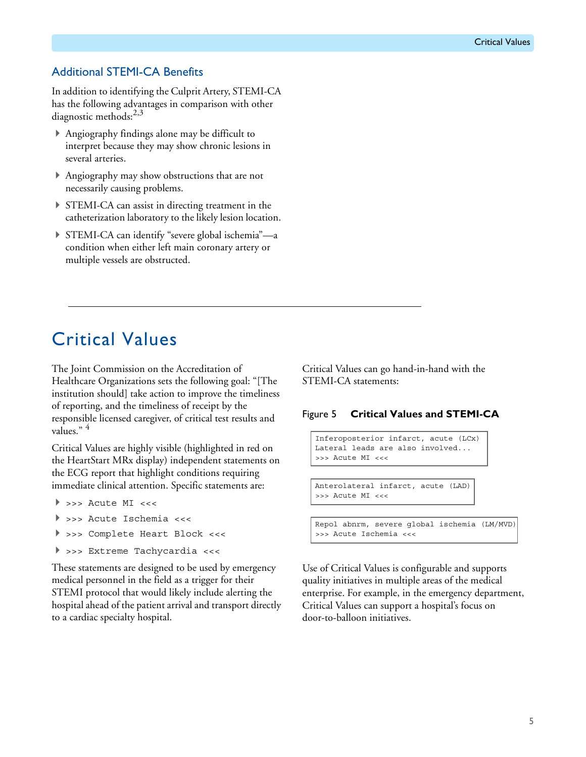## Additional STEMI-CA Benefits

In addition to identifying the Culprit Artery, STEMI-CA has the following advantages in comparison with other diagnostic methods:[2,3]

- Angiography findings alone may be difficult to interpret because they may show chronic lesions in several arteries.
- Angiography may show obstructions that are not necessarily causing problems.
- STEMI-CA can assist in directing treatment in the catheterization laboratory to the likely lesion location.
- STEMI-CA can identify "severe global ischemia"—a condition when either left main coronary artery or multiple vessels are obstructed.

---

# Critical Values

The Joint Commission on the Accreditation of Healthcare Organizations sets the following goal: "[The institution should] take action to improve the timeliness of reporting, and the timeliness of receipt by the responsible licensed caregiver, of critical test results and values." [4]

Critical Values are highly visible (highlighted in red on the HeartStart MRx display) independent statements on the ECG report that highlight conditions requiring immediate clinical attention. Specific statements are:

- `>>> Acute MI <<<`
- `>>> Acute Ischemia <<<`
- `>>> Complete Heart Block <<<`
- `>>> Extreme Tachycardia <<<`

These statements are designed to be used by emergency medical personnel in the field as a trigger for their STEMI protocol that would likely include alerting the hospital ahead of the patient arrival and transport directly to a cardiac specialty hospital.

Critical Values can go hand-in-hand with the STEMI-CA statements:

Figure 5 **Critical Values and STEMI-CA**

```
Inferoposterior infarct, acute (LCx)
Lateral leads are also involved...
>>> Acute MI <<<
```

```
Anterolateral infarct, acute (LAD)
>>> Acute MI <<<
```

```
Repol abnrm, severe global ischemia (LM/MVD)
>>> Acute Ischemia <<<
```

Use of Critical Values is configurable and supports quality initiatives in multiple areas of the medical enterprise. For example, in the emergency department, Critical Values can support a hospital's focus on door-to-balloon initiatives.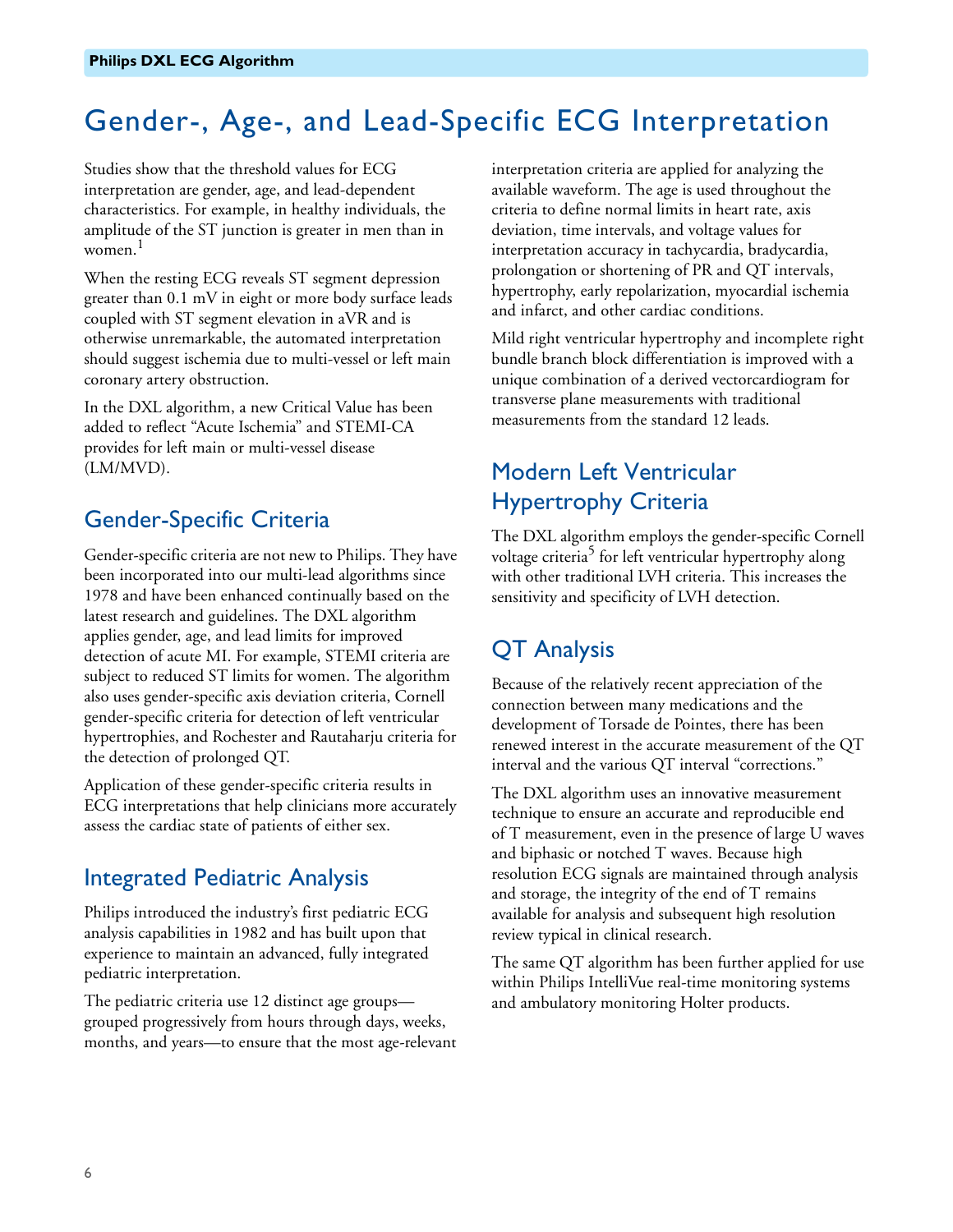# Gender-, Age-, and Lead-Specific ECG Interpretation

Studies show that the threshold values for ECG interpretation are gender, age, and lead-dependent characteristics. For example, in healthy individuals, the amplitude of the ST junction is greater in men than in women.[1]

When the resting ECG reveals ST segment depression greater than 0.1 mV in eight or more body surface leads coupled with ST segment elevation in aVR and is otherwise unremarkable, the automated interpretation should suggest ischemia due to multi-vessel or left main coronary artery obstruction.

In the DXL algorithm, a new Critical Value has been added to reflect "Acute Ischemia" and STEMI-CA provides for left main or multi-vessel disease (LM/MVD).

## Gender-Specific Criteria

Gender-specific criteria are not new to Philips. They have been incorporated into our multi-lead algorithms since 1978 and have been enhanced continually based on the latest research and guidelines. The DXL algorithm applies gender, age, and lead limits for improved detection of acute MI. For example, STEMI criteria are subject to reduced ST limits for women. The algorithm also uses gender-specific axis deviation criteria, Cornell gender-specific criteria for detection of left ventricular hypertrophies, and Rochester and Rautaharju criteria for the detection of prolonged QT.

Application of these gender-specific criteria results in ECG interpretations that help clinicians more accurately assess the cardiac state of patients of either sex.

## Integrated Pediatric Analysis

Philips introduced the industry's first pediatric ECG analysis capabilities in 1982 and has built upon that experience to maintain an advanced, fully integrated pediatric interpretation.

The pediatric criteria use 12 distinct age groups—grouped progressively from hours through days, weeks, months, and years—to ensure that the most age-relevant interpretation criteria are applied for analyzing the available waveform. The age is used throughout the criteria to define normal limits in heart rate, axis deviation, time intervals, and voltage values for interpretation accuracy in tachycardia, bradycardia, prolongation or shortening of PR and QT intervals, hypertrophy, early repolarization, myocardial ischemia and infarct, and other cardiac conditions.

Mild right ventricular hypertrophy and incomplete right bundle branch block differentiation is improved with a unique combination of a derived vectorcardiogram for transverse plane measurements with traditional measurements from the standard 12 leads.

## Modern Left Ventricular Hypertrophy Criteria

The DXL algorithm employs the gender-specific Cornell voltage criteria[5] for left ventricular hypertrophy along with other traditional LVH criteria. This increases the sensitivity and specificity of LVH detection.

## QT Analysis

Because of the relatively recent appreciation of the connection between many medications and the development of Torsade de Pointes, there has been renewed interest in the accurate measurement of the QT interval and the various QT interval "corrections."

The DXL algorithm uses an innovative measurement technique to ensure an accurate and reproducible end of T measurement, even in the presence of large U waves and biphasic or notched T waves. Because high resolution ECG signals are maintained through analysis and storage, the integrity of the end of T remains available for analysis and subsequent high resolution review typical in clinical research.

The same QT algorithm has been further applied for use within Philips IntelliVue real-time monitoring systems and ambulatory monitoring Holter products.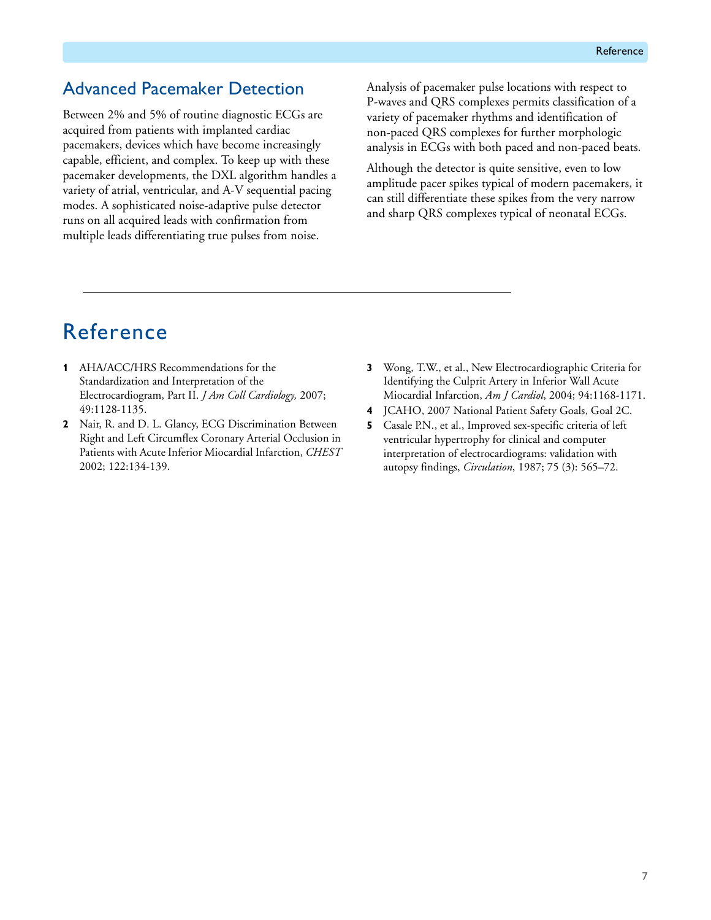## Advanced Pacemaker Detection

Between 2% and 5% of routine diagnostic ECGs are acquired from patients with implanted cardiac pacemakers, devices which have become increasingly capable, efficient, and complex. To keep up with these pacemaker developments, the DXL algorithm handles a variety of atrial, ventricular, and A-V sequential pacing modes. A sophisticated noise-adaptive pulse detector runs on all acquired leads with confirmation from multiple leads differentiating true pulses from noise.

Analysis of pacemaker pulse locations with respect to P-waves and QRS complexes permits classification of a variety of pacemaker rhythms and identification of non-paced QRS complexes for further morphologic analysis in ECGs with both paced and non-paced beats.

Although the detector is quite sensitive, even to low amplitude pacer spikes typical of modern pacemakers, it can still differentiate these spikes from the very narrow and sharp QRS complexes typical of neonatal ECGs.

---

# Reference

1. AHA/ACC/HRS Recommendations for the Standardization and Interpretation of the Electrocardiogram, Part II. *J Am Coll Cardiology,* 2007; 49:1128-1135.
2. Nair, R. and D. L. Glancy, ECG Discrimination Between Right and Left Circumflex Coronary Arterial Occlusion in Patients with Acute Inferior Miocardial Infarction, *CHEST* 2002; 122:134-139.
3. Wong, T.W., et al., New Electrocardiographic Criteria for Identifying the Culprit Artery in Inferior Wall Acute Miocardial Infarction, *Am J Cardiol*, 2004; 94:1168-1171.
4. JCAHO, 2007 National Patient Safety Goals, Goal 2C.
5. Casale P.N., et al., Improved sex-specific criteria of left ventricular hypertrophy for clinical and computer interpretation of electrocardiograms: validation with autopsy findings, *Circulation*, 1987; 75 (3): 565–72.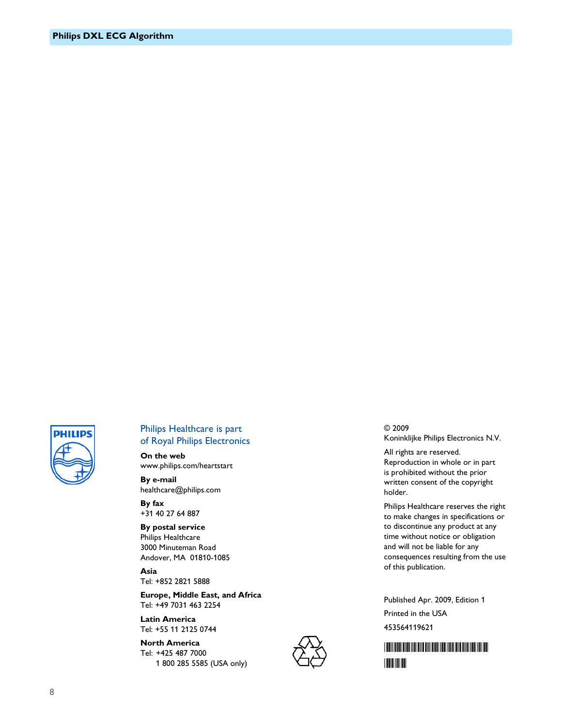Philips Healthcare is part of Royal Philips Electronics

**On the web**
www.philips.com/heartstart

**By e-mail**
healthcare@philips.com

**By fax**
+31 40 27 64 887

**By postal service**
Philips Healthcare
3000 Minuteman Road
Andover, MA 01810-1085

**Asia**
Tel: +852 2821 5888

**Europe, Middle East, and Africa**
Tel: +49 7031 463 2254

**Latin America**
Tel: +55 11 2125 0744

**North America**
Tel: +425 487 7000
1 800 285 5585 (USA only)

© 2009
Koninklijke Philips Electronics N.V.

All rights are reserved. Reproduction in whole or in part is prohibited without the prior written consent of the copyright holder.

Philips Healthcare reserves the right to make changes in specifications or to discontinue any product at any time without notice or obligation and will not be liable for any consequences resulting from the use of this publication.

Published Apr. 2009, Edition 1

Printed in the USA

453564119621